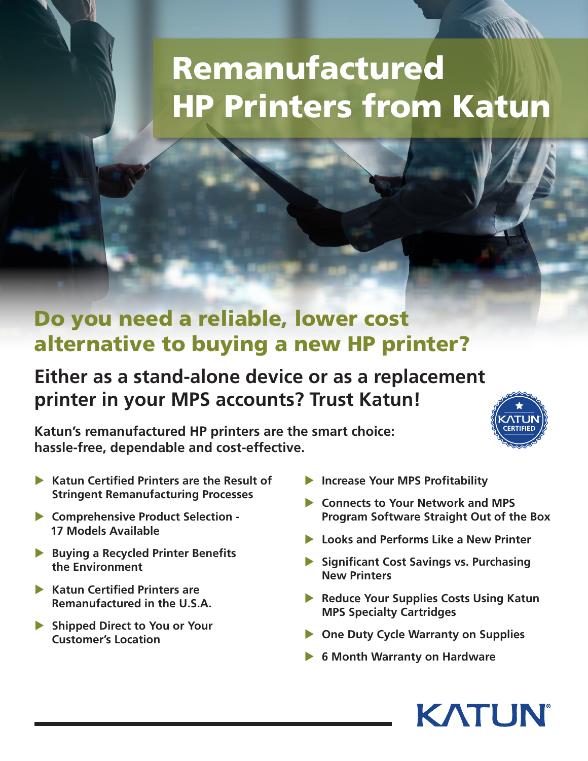# Remanufactured HP Printers from Katun

## Do you need a reliable, lower cost alternative to buying a new HP printer?

### Either as a stand-alone device or as a replacement printer in your MPS accounts? Trust Katun!

**Katun's remanufactured HP printers are the smart choice: hassle-free, dependable and cost-effective.**

- **Katun Certified Printers are the Result of Stringent Remanufacturing Processes**
- **Comprehensive Product Selection - 17 Models Available**
- **Buying a Recycled Printer Benefits the Environment**
- **Katun Certified Printers are Remanufactured in the U.S.A.**
- **Shipped Direct to You or Your Customer's Location**
- **Increase Your MPS Profitability**
- **Connects to Your Network and MPS Program Software Straight Out of the Box**
- **Looks and Performs Like a New Printer**
- **Significant Cost Savings vs. Purchasing New Printers**
- **Reduce Your Supplies Costs Using Katun MPS Specialty Cartridges**
- **One Duty Cycle Warranty on Supplies**
- **6 Month Warranty on Hardware**

KATUN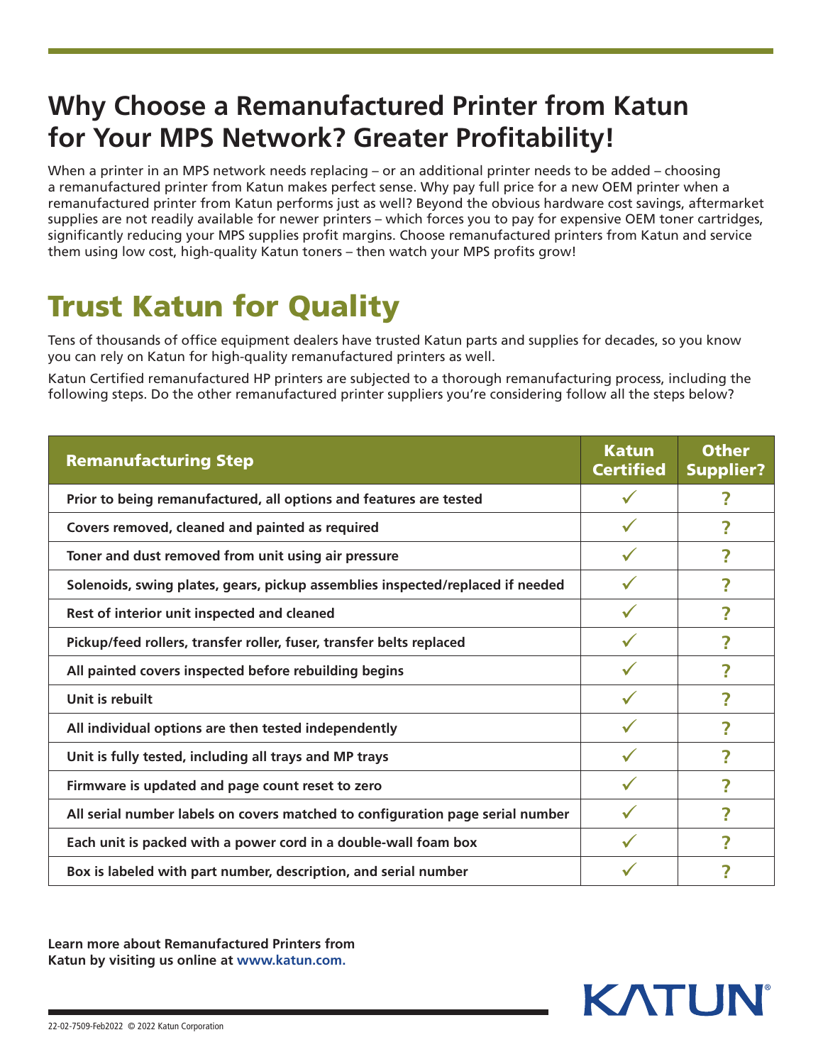# Why Choose a Remanufactured Printer from Katun for Your MPS Network? Greater Profitability!

When a printer in an MPS network needs replacing – or an additional printer needs to be added – choosing a remanufactured printer from Katun makes perfect sense. Why pay full price for a new OEM printer when a remanufactured printer from Katun performs just as well? Beyond the obvious hardware cost savings, aftermarket supplies are not readily available for newer printers – which forces you to pay for expensive OEM toner cartridges, significantly reducing your MPS supplies profit margins. Choose remanufactured printers from Katun and service them using low cost, high-quality Katun toners – then watch your MPS profits grow!

# Trust Katun for Quality

Tens of thousands of office equipment dealers have trusted Katun parts and supplies for decades, so you know you can rely on Katun for high-quality remanufactured printers as well.

Katun Certified remanufactured HP printers are subjected to a thorough remanufacturing process, including the following steps. Do the other remanufactured printer suppliers you're considering follow all the steps below?

| Remanufacturing Step | Katun Certified | Other Supplier? |
|---|---|---|
| **Prior to being remanufactured, all options and features are tested** | ✓ | ? |
| **Covers removed, cleaned and painted as required** | ✓ | ? |
| **Toner and dust removed from unit using air pressure** | ✓ | ? |
| **Solenoids, swing plates, gears, pickup assemblies inspected/replaced if needed** | ✓ | ? |
| **Rest of interior unit inspected and cleaned** | ✓ | ? |
| **Pickup/feed rollers, transfer roller, fuser, transfer belts replaced** | ✓ | ? |
| **All painted covers inspected before rebuilding begins** | ✓ | ? |
| **Unit is rebuilt** | ✓ | ? |
| **All individual options are then tested independently** | ✓ | ? |
| **Unit is fully tested, including all trays and MP trays** | ✓ | ? |
| **Firmware is updated and page count reset to zero** | ✓ | ? |
| **All serial number labels on covers matched to configuration page serial number** | ✓ | ? |
| **Each unit is packed with a power cord in a double-wall foam box** | ✓ | ? |
| **Box is labeled with part number, description, and serial number** | ✓ | ? |

**Learn more about Remanufactured Printers from Katun by visiting us online at www.katun.com.**

KATUN®

22-02-7509-Feb2022 © 2022 Katun Corporation